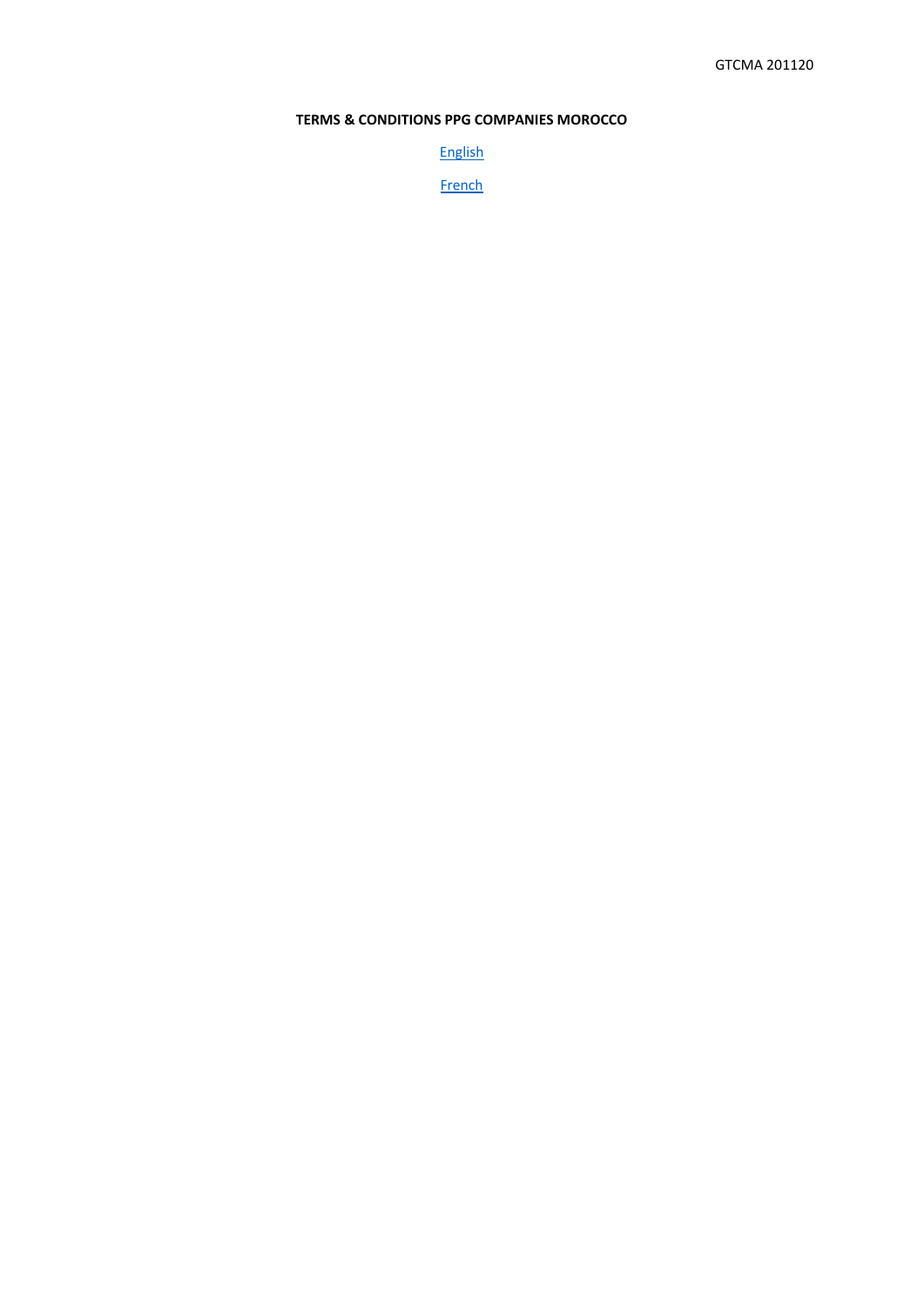GTCMA 201120

# TERMS & CONDITIONS PPG COMPANIES MOROCCO

English

French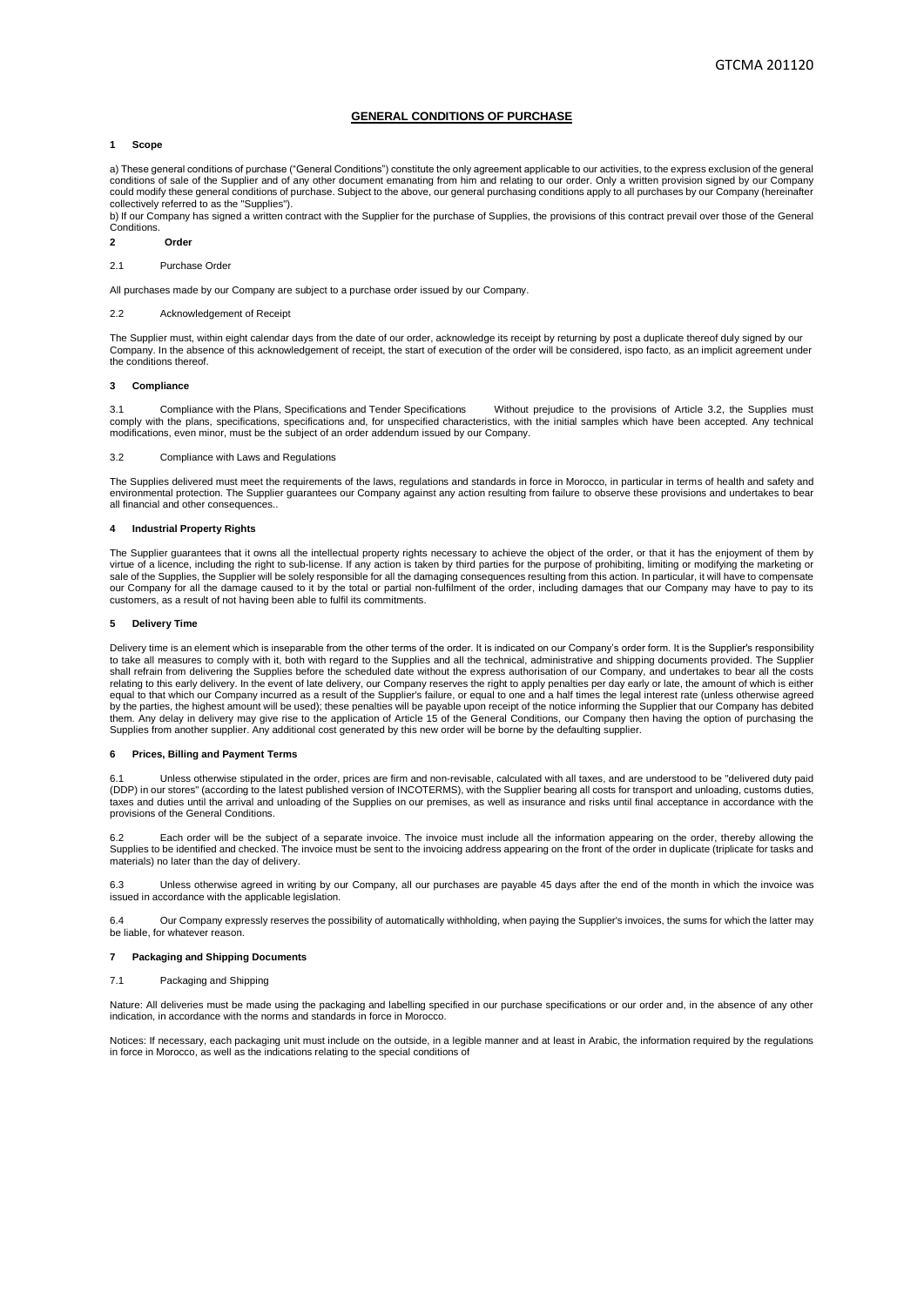# GENERAL CONDITIONS OF PURCHASE

## 1 Scope

a) These general conditions of purchase ("General Conditions") constitute the only agreement applicable to our activities, to the express exclusion of the general conditions of sale of the Supplier and of any other document emanating from him and relating to our order. Only a written provision signed by our Company could modify these general conditions of purchase. Subject to the above, our general purchasing conditions apply to all purchases by our Company (hereinafter collectively referred to as the "Supplies").

b) If our Company has signed a written contract with the Supplier for the purchase of Supplies, the provisions of this contract prevail over those of the General Conditions.

## 2 Order

### 2.1 Purchase Order

All purchases made by our Company are subject to a purchase order issued by our Company.

### 2.2 Acknowledgement of Receipt

The Supplier must, within eight calendar days from the date of our order, acknowledge its receipt by returning by post a duplicate thereof duly signed by our Company. In the absence of this acknowledgement of receipt, the start of execution of the order will be considered, ispo facto, as an implicit agreement under the conditions thereof.

## 3 Compliance

3.1 Compliance with the Plans, Specifications and Tender Specifications Without prejudice to the provisions of Article 3.2, the Supplies must comply with the plans, specifications, specifications and, for unspecified characteristics, with the initial samples which have been accepted. Any technical modifications, even minor, must be the subject of an order addendum issued by our Company.

### 3.2 Compliance with Laws and Regulations

The Supplies delivered must meet the requirements of the laws, regulations and standards in force in Morocco, in particular in terms of health and safety and environmental protection. The Supplier guarantees our Company against any action resulting from failure to observe these provisions and undertakes to bear all financial and other consequences..

## 4 Industrial Property Rights

The Supplier guarantees that it owns all the intellectual property rights necessary to achieve the object of the order, or that it has the enjoyment of them by virtue of a licence, including the right to sub-license. If any action is taken by third parties for the purpose of prohibiting, limiting or modifying the marketing or sale of the Supplies, the Supplier will be solely responsible for all the damaging consequences resulting from this action. In particular, it will have to compensate our Company for all the damage caused to it by the total or partial non-fulfilment of the order, including damages that our Company may have to pay to its customers, as a result of not having been able to fulfil its commitments.

## 5 Delivery Time

Delivery time is an element which is inseparable from the other terms of the order. It is indicated on our Company's order form. It is the Supplier's responsibility to take all measures to comply with it, both with regard to the Supplies and all the technical, administrative and shipping documents provided. The Supplier shall refrain from delivering the Supplies before the scheduled date without the express authorisation of our Company, and undertakes to bear all the costs relating to this early delivery. In the event of late delivery, our Company reserves the right to apply penalties per day early or late, the amount of which is either equal to that which our Company incurred as a result of the Supplier's failure, or equal to one and a half times the legal interest rate (unless otherwise agreed by the parties, the highest amount will be used); these penalties will be payable upon receipt of the notice informing the Supplier that our Company has debited them. Any delay in delivery may give rise to the application of Article 15 of the General Conditions, our Company then having the option of purchasing the Supplies from another supplier. Any additional cost generated by this new order will be borne by the defaulting supplier.

## 6 Prices, Billing and Payment Terms

6.1 Unless otherwise stipulated in the order, prices are firm and non-revisable, calculated with all taxes, and are understood to be "delivered duty paid (DDP) in our stores" (according to the latest published version of INCOTERMS), with the Supplier bearing all costs for transport and unloading, customs duties, taxes and duties until the arrival and unloading of the Supplies on our premises, as well as insurance and risks until final acceptance in accordance with the provisions of the General Conditions.

6.2 Each order will be the subject of a separate invoice. The invoice must include all the information appearing on the order, thereby allowing the Supplies to be identified and checked. The invoice must be sent to the invoicing address appearing on the front of the order in duplicate (triplicate for tasks and materials) no later than the day of delivery.

6.3 Unless otherwise agreed in writing by our Company, all our purchases are payable 45 days after the end of the month in which the invoice was issued in accordance with the applicable legislation.

6.4 Our Company expressly reserves the possibility of automatically withholding, when paying the Supplier's invoices, the sums for which the latter may be liable, for whatever reason.

## 7 Packaging and Shipping Documents

### 7.1 Packaging and Shipping

Nature: All deliveries must be made using the packaging and labelling specified in our purchase specifications or our order and, in the absence of any other indication, in accordance with the norms and standards in force in Morocco.

Notices: If necessary, each packaging unit must include on the outside, in a legible manner and at least in Arabic, the information required by the regulations in force in Morocco, as well as the indications relating to the special conditions of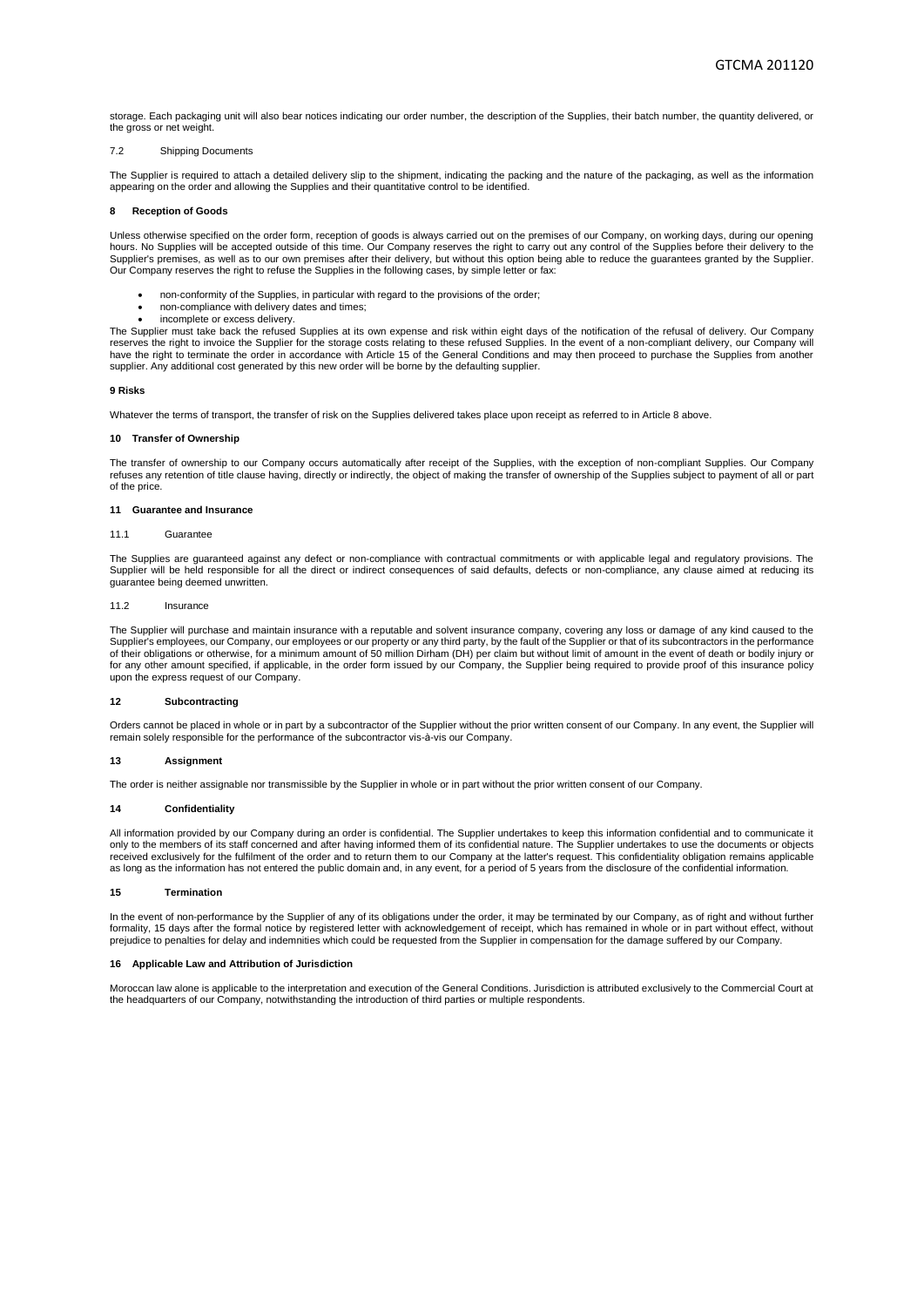storage. Each packaging unit will also bear notices indicating our order number, the description of the Supplies, their batch number, the quantity delivered, or the gross or net weight.

### 7.2 Shipping Documents

The Supplier is required to attach a detailed delivery slip to the shipment, indicating the packing and the nature of the packaging, as well as the information appearing on the order and allowing the Supplies and their quantitative control to be identified.

## 8 Reception of Goods

Unless otherwise specified on the order form, reception of goods is always carried out on the premises of our Company, on working days, during our opening hours. No Supplies will be accepted outside of this time. Our Company reserves the right to carry out any control of the Supplies before their delivery to the Supplier's premises, as well as to our own premises after their delivery, but without this option being able to reduce the guarantees granted by the Supplier. Our Company reserves the right to refuse the Supplies in the following cases, by simple letter or fax:

- non-conformity of the Supplies, in particular with regard to the provisions of the order;
- non-compliance with delivery dates and times;
- incomplete or excess delivery.

The Supplier must take back the refused Supplies at its own expense and risk within eight days of the notification of the refusal of delivery. Our Company reserves the right to invoice the Supplier for the storage costs relating to these refused Supplies. In the event of a non-compliant delivery, our Company will have the right to terminate the order in accordance with Article 15 of the General Conditions and may then proceed to purchase the Supplies from another supplier. Any additional cost generated by this new order will be borne by the defaulting supplier.

## 9 Risks

Whatever the terms of transport, the transfer of risk on the Supplies delivered takes place upon receipt as referred to in Article 8 above.

## 10 Transfer of Ownership

The transfer of ownership to our Company occurs automatically after receipt of the Supplies, with the exception of non-compliant Supplies. Our Company refuses any retention of title clause having, directly or indirectly, the object of making the transfer of ownership of the Supplies subject to payment of all or part of the price.

## 11 Guarantee and Insurance

### 11.1 Guarantee

The Supplies are guaranteed against any defect or non-compliance with contractual commitments or with applicable legal and regulatory provisions. The Supplier will be held responsible for all the direct or indirect consequences of said defaults, defects or non-compliance, any clause aimed at reducing its guarantee being deemed unwritten.

### 11.2 Insurance

The Supplier will purchase and maintain insurance with a reputable and solvent insurance company, covering any loss or damage of any kind caused to the Supplier's employees, our Company, our employees or our property or any third party, by the fault of the Supplier or that of its subcontractors in the performance of their obligations or otherwise, for a minimum amount of 50 million Dirham (DH) per claim but without limit of amount in the event of death or bodily injury or for any other amount specified, if applicable, in the order form issued by our Company, the Supplier being required to provide proof of this insurance policy upon the express request of our Company.

## 12 Subcontracting

Orders cannot be placed in whole or in part by a subcontractor of the Supplier without the prior written consent of our Company. In any event, the Supplier will remain solely responsible for the performance of the subcontractor vis-à-vis our Company.

## 13 Assignment

The order is neither assignable nor transmissible by the Supplier in whole or in part without the prior written consent of our Company.

## 14 Confidentiality

All information provided by our Company during an order is confidential. The Supplier undertakes to keep this information confidential and to communicate it only to the members of its staff concerned and after having informed them of its confidential nature. The Supplier undertakes to use the documents or objects received exclusively for the fulfilment of the order and to return them to our Company at the latter's request. This confidentiality obligation remains applicable as long as the information has not entered the public domain and, in any event, for a period of 5 years from the disclosure of the confidential information.

## 15 Termination

In the event of non-performance by the Supplier of any of its obligations under the order, it may be terminated by our Company, as of right and without further formality, 15 days after the formal notice by registered letter with acknowledgement of receipt, which has remained in whole or in part without effect, without prejudice to penalties for delay and indemnities which could be requested from the Supplier in compensation for the damage suffered by our Company.

## 16 Applicable Law and Attribution of Jurisdiction

Moroccan law alone is applicable to the interpretation and execution of the General Conditions. Jurisdiction is attributed exclusively to the Commercial Court at the headquarters of our Company, notwithstanding the introduction of third parties or multiple respondents.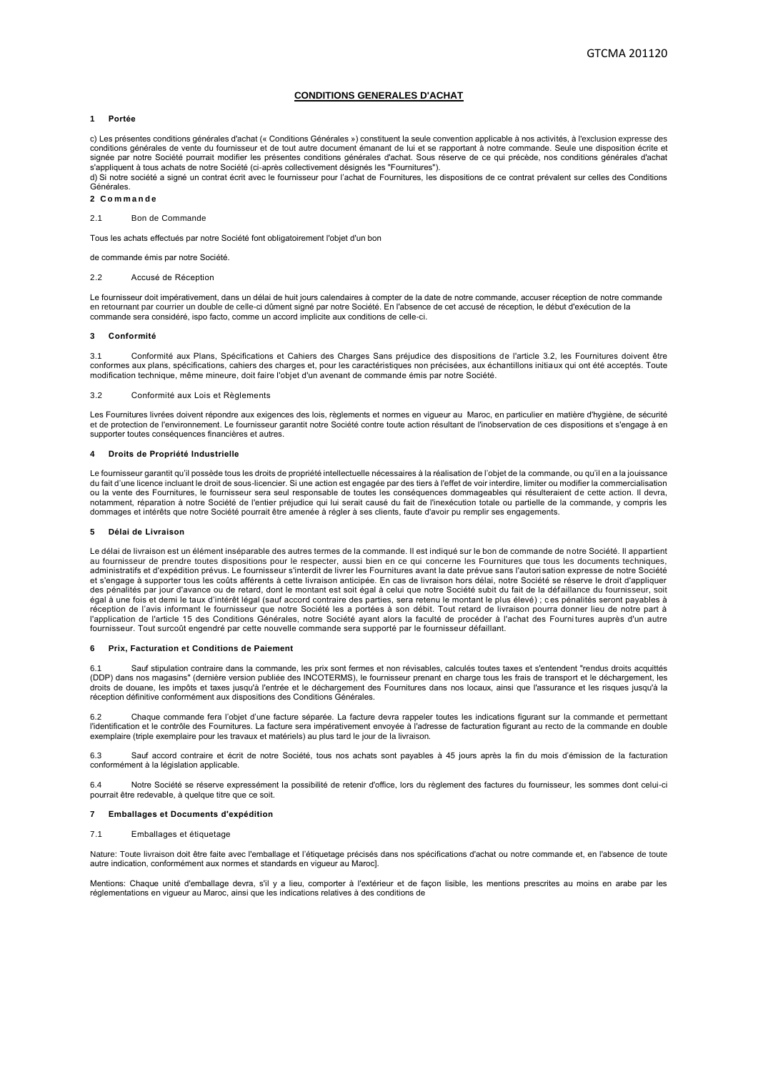## CONDITIONS GENERALES D'ACHAT

### 1 Portée

c) Les présentes conditions générales d'achat (« Conditions Générales ») constituent la seule convention applicable à nos activités, à l'exclusion expresse des conditions générales de vente du fournisseur et de tout autre document émanant de lui et se rapportant à notre commande. Seule une disposition écrite et signée par notre Société pourrait modifier les présentes conditions générales d'achat. Sous réserve de ce qui précède, nos conditions générales d'achat s'appliquent à tous achats de notre Société (ci-après collectivement désignés les "Fournitures").

d) Si notre société a signé un contrat écrit avec le fournisseur pour l'achat de Fournitures, les dispositions de ce contrat prévalent sur celles des Conditions Générales.

### 2 Commande

2.1 Bon de Commande

Tous les achats effectués par notre Société font obligatoirement l'objet d'un bon

de commande émis par notre Société.

2.2 Accusé de Réception

Le fournisseur doit impérativement, dans un délai de huit jours calendaires à compter de la date de notre commande, accuser réception de notre commande en retournant par courrier un double de celle-ci dûment signé par notre Société. En l'absence de cet accusé de réception, le début d'exécution de la commande sera considéré, ispo facto, comme un accord implicite aux conditions de celle-ci.

### 3 Conformité

3.1 Conformité aux Plans, Spécifications et Cahiers des Charges Sans préjudice des dispositions de l'article 3.2, les Fournitures doivent être conformes aux plans, spécifications, cahiers des charges et, pour les caractéristiques non précisées, aux échantillons initiaux qui ont été acceptés. Toute modification technique, même mineure, doit faire l'objet d'un avenant de commande émis par notre Société.

3.2 Conformité aux Lois et Règlements

Les Fournitures livrées doivent répondre aux exigences des lois, règlements et normes en vigueur au Maroc, en particulier en matière d'hygiène, de sécurité et de protection de l'environnement. Le fournisseur garantit notre Société contre toute action résultant de l'inobservation de ces dispositions et s'engage à en supporter toutes conséquences financières et autres.

### 4 Droits de Propriété Industrielle

Le fournisseur garantit qu'il possède tous les droits de propriété intellectuelle nécessaires à la réalisation de l'objet de la commande, ou qu'il en a la jouissance du fait d'une licence incluant le droit de sous-licencier. Si une action est engagée par des tiers à l'effet de voir interdire, limiter ou modifier la commercialisation ou la vente des Fournitures, le fournisseur sera seul responsable de toutes les conséquences dommageables qui résulteraient de cette action. Il devra, notamment, réparation à notre Société de l'entier préjudice qui lui serait causé du fait de l'inexécution totale ou partielle de la commande, y compris les dommages et intérêts que notre Société pourrait être amenée à régler à ses clients, faute d'avoir pu remplir ses engagements.

### 5 Délai de Livraison

Le délai de livraison est un élément inséparable des autres termes de la commande. Il est indiqué sur le bon de commande de notre Société. Il appartient au fournisseur de prendre toutes dispositions pour le respecter, aussi bien en ce qui concerne les Fournitures que tous les documents techniques, administratifs et d'expédition prévus. Le fournisseur s'interdit de livrer les Fournitures avant la date prévue sans l'autorisation expresse de notre Société et s'engage à supporter tous les coûts afférents à cette livraison anticipée. En cas de livraison hors délai, notre Société se réserve le droit d'appliquer des pénalités par jour d'avance ou de retard, dont le montant est soit égal à celui que notre Société subit du fait de la défaillance du fournisseur, soit égal à une fois et demi le taux d'intérêt légal (sauf accord contraire des parties, sera retenu le montant le plus élevé) ; ces pénalités seront payables à réception de l'avis informant le fournisseur que notre Société les a portées à son débit. Tout retard de livraison pourra donner lieu de notre part à l'application de l'article 15 des Conditions Générales, notre Société ayant alors la faculté de procéder à l'achat des Fournitures auprès d'un autre fournisseur. Tout surcoût engendré par cette nouvelle commande sera supporté par le fournisseur défaillant.

### 6 Prix, Facturation et Conditions de Paiement

6.1 Sauf stipulation contraire dans la commande, les prix sont fermes et non révisables, calculés toutes taxes et s'entendent "rendus droits acquittés (DDP) dans nos magasins" (dernière version publiée des INCOTERMS), le fournisseur prenant en charge tous les frais de transport et le déchargement, les droits de douane, les impôts et taxes jusqu'à l'entrée et le déchargement des Fournitures dans nos locaux, ainsi que l'assurance et les risques jusqu'à la réception définitive conformément aux dispositions des Conditions Générales.

6.2 Chaque commande fera l'objet d'une facture séparée. La facture devra rappeler toutes les indications figurant sur la commande et permettant l'identification et le contrôle des Fournitures. La facture sera impérativement envoyée à l'adresse de facturation figurant au recto de la commande en double exemplaire (triple exemplaire pour les travaux et matériels) au plus tard le jour de la livraison.

6.3 Sauf accord contraire et écrit de notre Société, tous nos achats sont payables à 45 jours après la fin du mois d'émission de la facturation conformément à la législation applicable.

6.4 Notre Société se réserve expressément la possibilité de retenir d'office, lors du règlement des factures du fournisseur, les sommes dont celui-ci pourrait être redevable, à quelque titre que ce soit.

### 7 Emballages et Documents d'expédition

7.1 Emballages et étiquetage

Nature: Toute livraison doit être faite avec l'emballage et l'étiquetage précisés dans nos spécifications d'achat ou notre commande et, en l'absence de toute autre indication, conformément aux normes et standards en vigueur au Maroc].

Mentions: Chaque unité d'emballage devra, s'il y a lieu, comporter à l'extérieur et de façon lisible, les mentions prescrites au moins en arabe par les réglementations en vigueur au Maroc, ainsi que les indications relatives à des conditions de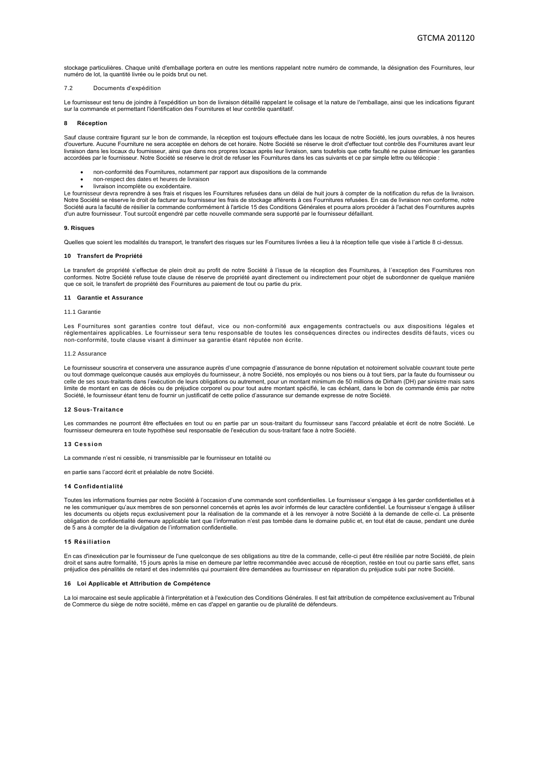stockage particulières. Chaque unité d'emballage portera en outre les mentions rappelant notre numéro de commande, la désignation des Fournitures, leur numéro de lot, la quantité livrée ou le poids brut ou net.

### 7.2 Documents d'expédition

Le fournisseur est tenu de joindre à l'expédition un bon de livraison détaillé rappelant le colisage et la nature de l'emballage, ainsi que les indications figurant sur la commande et permettant l'identification des Fournitures et leur contrôle quantitatif.

## 8 Réception

Sauf clause contraire figurant sur le bon de commande, la réception est toujours effectuée dans les locaux de notre Société, les jours ouvrables, à nos heures d'ouverture. Aucune Fourniture ne sera acceptée en dehors de cet horaire. Notre Société se réserve le droit d'effectuer tout contrôle des Fournitures avant leur livraison dans les locaux du fournisseur, ainsi que dans nos propres locaux après leur livraison, sans toutefois que cette faculté ne puisse diminuer les garanties accordées par le fournisseur. Notre Société se réserve le droit de refuser les Fournitures dans les cas suivants et ce par simple lettre ou télécopie :

- non-conformité des Fournitures, notamment par rapport aux dispositions de la commande
- non-respect des dates et heures de livraison
- livraison incomplète ou excédentaire.

Le fournisseur devra reprendre à ses frais et risques les Fournitures refusées dans un délai de huit jours à compter de la notification du refus de la livraison. Notre Société se réserve le droit de facturer au fournisseur les frais de stockage afférents à ces Fournitures refusées. En cas de livraison non conforme, notre Société aura la faculté de résilier la commande conformément à l'article 15 des Conditions Générales et pourra alors procéder à l'achat des Fournitures auprès d'un autre fournisseur. Tout surcoût engendré par cette nouvelle commande sera supporté par le fournisseur défaillant.

## 9. Risques

Quelles que soient les modalités du transport, le transfert des risques sur les Fournitures livrées a lieu à la réception telle que visée à l'article 8 ci-dessus.

## 10 Transfert de Propriété

Le transfert de propriété s'effectue de plein droit au profit de notre Société à l'issue de la réception des Fournitures, à l'exception des Fournitures non conformes. Notre Société refuse toute clause de réserve de propriété ayant directement ou indirectement pour objet de subordonner de quelque manière que ce soit, le transfert de propriété des Fournitures au paiement de tout ou partie du prix.

## 11 Garantie et Assurance

### 11.1 Garantie

Les Fournitures sont garanties contre tout défaut, vice ou non-conformité aux engagements contractuels ou aux dispositions légales et réglementaires applicables. Le fournisseur sera tenu responsable de toutes les conséquences directes ou indirectes desdits défauts, vices ou non-conformité, toute clause visant à diminuer sa garantie étant réputée non écrite.

### 11.2 Assurance

Le fournisseur souscrira et conservera une assurance auprès d'une compagnie d'assurance de bonne réputation et notoirement solvable couvrant toute perte ou tout dommage quelconque causés aux employés du fournisseur, à notre Société, nos employés ou nos biens ou à tout tiers, par la faute du fournisseur ou celle de ses sous-traitants dans l'exécution de leurs obligations ou autrement, pour un montant minimum de 50 millions de Dirham (DH) par sinistre mais sans limite de montant en cas de décès ou de préjudice corporel ou pour tout autre montant spécifié, le cas échéant, dans le bon de commande émis par notre Société, le fournisseur étant tenu de fournir un justificatif de cette police d'assurance sur demande expresse de notre Société.

## 12 Sous-Traitance

Les commandes ne pourront être effectuées en tout ou en partie par un sous-traitant du fournisseur sans l'accord préalable et écrit de notre Société. Le fournisseur demeurera en toute hypothèse seul responsable de l'exécution du sous-traitant face à notre Société.

## 13 Cession

La commande n'est ni cessible, ni transmissible par le fournisseur en totalité ou

en partie sans l'accord écrit et préalable de notre Société.

## 14 Confidentialité

Toutes les informations fournies par notre Société à l'occasion d'une commande sont confidentielles. Le fournisseur s'engage à les garder confidentielles et à ne les communiquer qu'aux membres de son personnel concernés et après les avoir informés de leur caractère confidentiel. Le fournisseur s'engage à utiliser les documents ou objets reçus exclusivement pour la réalisation de la commande et à les renvoyer à notre Société à la demande de celle-ci. La présente obligation de confidentialité demeure applicable tant que l'information n'est pas tombée dans le domaine public et, en tout état de cause, pendant une durée de 5 ans à compter de la divulgation de l'information confidentielle.

## 15 Résiliation

En cas d'inexécution par le fournisseur de l'une quelconque de ses obligations au titre de la commande, celle-ci peut être résiliée par notre Société, de plein droit et sans autre formalité, 15 jours après la mise en demeure par lettre recommandée avec accusé de réception, restée en tout ou partie sans effet, sans préjudice des pénalités de retard et des indemnités qui pourraient être demandées au fournisseur en réparation du préjudice subi par notre Société.

## 16 Loi Applicable et Attribution de Compétence

La loi marocaine est seule applicable à l'interprétation et à l'exécution des Conditions Générales. Il est fait attribution de compétence exclusivement au Tribunal de Commerce du siège de notre société, même en cas d'appel en garantie ou de pluralité de défendeurs.